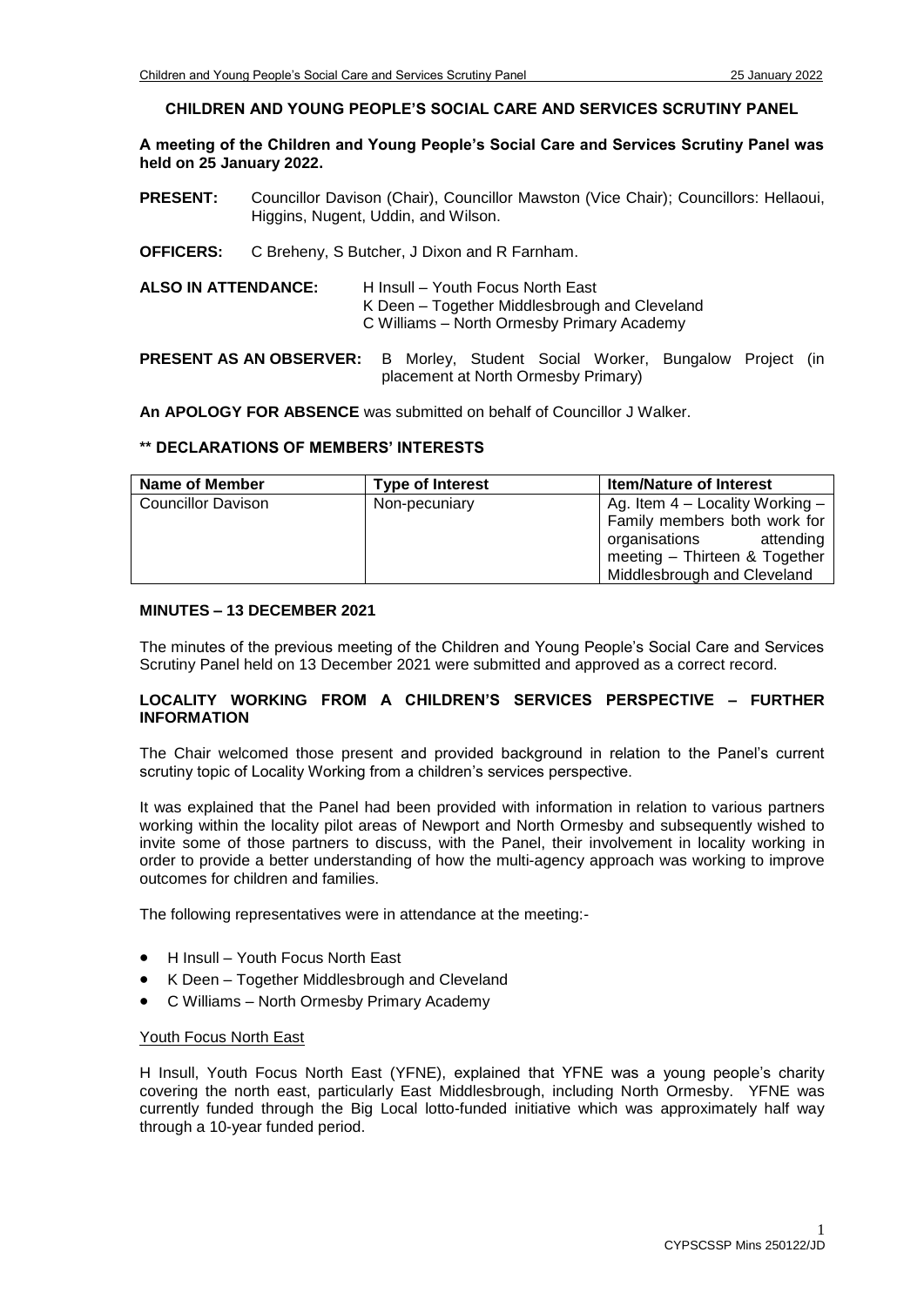## CHILDREN AND YOUNG PEOPLE'S SOCIAL CARE AND SERVICES SCRUTINY PANEL

**A meeting of the Children and Young People's Social Care and Services Scrutiny Panel was held on 25 January 2022.**

**PRESENT:** Councillor Davison (Chair), Councillor Mawston (Vice Chair); Councillors: Hellaoui, Higgins, Nugent, Uddin, and Wilson.

**OFFICERS:** C Breheny, S Butcher, J Dixon and R Farnham.

**ALSO IN ATTENDANCE:** H Insull – Youth Focus North East
K Deen – Together Middlesbrough and Cleveland
C Williams – North Ormesby Primary Academy

**PRESENT AS AN OBSERVER:** B Morley, Student Social Worker, Bungalow Project (in placement at North Ormesby Primary)

**An APOLOGY FOR ABSENCE** was submitted on behalf of Councillor J Walker.

### ** DECLARATIONS OF MEMBERS' INTERESTS

| Name of Member | Type of Interest | Item/Nature of Interest |
| --- | --- | --- |
| Councillor Davison | Non-pecuniary | Ag. Item 4 – Locality Working – Family members both work for organisations attending meeting – Thirteen & Together Middlesbrough and Cleveland |

### MINUTES – 13 DECEMBER 2021

The minutes of the previous meeting of the Children and Young People's Social Care and Services Scrutiny Panel held on 13 December 2021 were submitted and approved as a correct record.

### LOCALITY WORKING FROM A CHILDREN'S SERVICES PERSPECTIVE – FURTHER INFORMATION

The Chair welcomed those present and provided background in relation to the Panel's current scrutiny topic of Locality Working from a children's services perspective.

It was explained that the Panel had been provided with information in relation to various partners working within the locality pilot areas of Newport and North Ormesby and subsequently wished to invite some of those partners to discuss, with the Panel, their involvement in locality working in order to provide a better understanding of how the multi-agency approach was working to improve outcomes for children and families.

The following representatives were in attendance at the meeting:-

- H Insull – Youth Focus North East
- K Deen – Together Middlesbrough and Cleveland
- C Williams – North Ormesby Primary Academy

Youth Focus North East

H Insull, Youth Focus North East (YFNE), explained that YFNE was a young people's charity covering the north east, particularly East Middlesbrough, including North Ormesby. YFNE was currently funded through the Big Local lotto-funded initiative which was approximately half way through a 10-year funded period.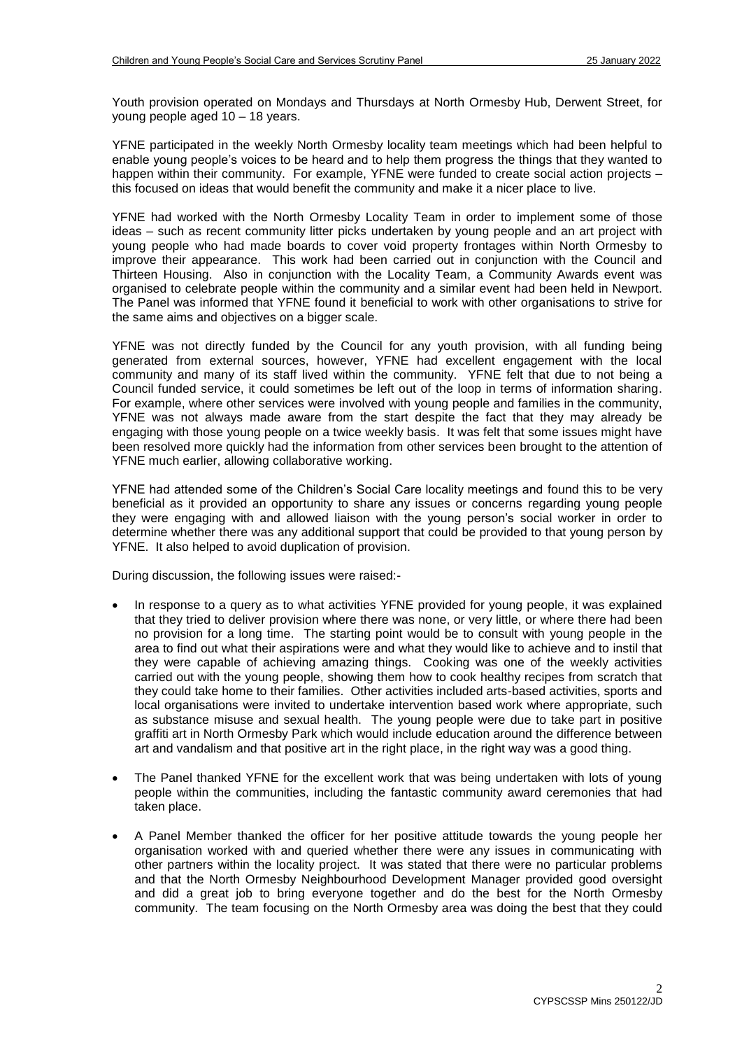Youth provision operated on Mondays and Thursdays at North Ormesby Hub, Derwent Street, for young people aged 10 – 18 years.

YFNE participated in the weekly North Ormesby locality team meetings which had been helpful to enable young people's voices to be heard and to help them progress the things that they wanted to happen within their community. For example, YFNE were funded to create social action projects – this focused on ideas that would benefit the community and make it a nicer place to live.

YFNE had worked with the North Ormesby Locality Team in order to implement some of those ideas – such as recent community litter picks undertaken by young people and an art project with young people who had made boards to cover void property frontages within North Ormesby to improve their appearance. This work had been carried out in conjunction with the Council and Thirteen Housing. Also in conjunction with the Locality Team, a Community Awards event was organised to celebrate people within the community and a similar event had been held in Newport. The Panel was informed that YFNE found it beneficial to work with other organisations to strive for the same aims and objectives on a bigger scale.

YFNE was not directly funded by the Council for any youth provision, with all funding being generated from external sources, however, YFNE had excellent engagement with the local community and many of its staff lived within the community. YFNE felt that due to not being a Council funded service, it could sometimes be left out of the loop in terms of information sharing. For example, where other services were involved with young people and families in the community, YFNE was not always made aware from the start despite the fact that they may already be engaging with those young people on a twice weekly basis. It was felt that some issues might have been resolved more quickly had the information from other services been brought to the attention of YFNE much earlier, allowing collaborative working.

YFNE had attended some of the Children's Social Care locality meetings and found this to be very beneficial as it provided an opportunity to share any issues or concerns regarding young people they were engaging with and allowed liaison with the young person's social worker in order to determine whether there was any additional support that could be provided to that young person by YFNE. It also helped to avoid duplication of provision.

During discussion, the following issues were raised:-

- In response to a query as to what activities YFNE provided for young people, it was explained that they tried to deliver provision where there was none, or very little, or where there had been no provision for a long time. The starting point would be to consult with young people in the area to find out what their aspirations were and what they would like to achieve and to instil that they were capable of achieving amazing things. Cooking was one of the weekly activities carried out with the young people, showing them how to cook healthy recipes from scratch that they could take home to their families. Other activities included arts-based activities, sports and local organisations were invited to undertake intervention based work where appropriate, such as substance misuse and sexual health. The young people were due to take part in positive graffiti art in North Ormesby Park which would include education around the difference between art and vandalism and that positive art in the right place, in the right way was a good thing.

- The Panel thanked YFNE for the excellent work that was being undertaken with lots of young people within the communities, including the fantastic community award ceremonies that had taken place.

- A Panel Member thanked the officer for her positive attitude towards the young people her organisation worked with and queried whether there were any issues in communicating with other partners within the locality project. It was stated that there were no particular problems and that the North Ormesby Neighbourhood Development Manager provided good oversight and did a great job to bring everyone together and do the best for the North Ormesby community. The team focusing on the North Ormesby area was doing the best that they could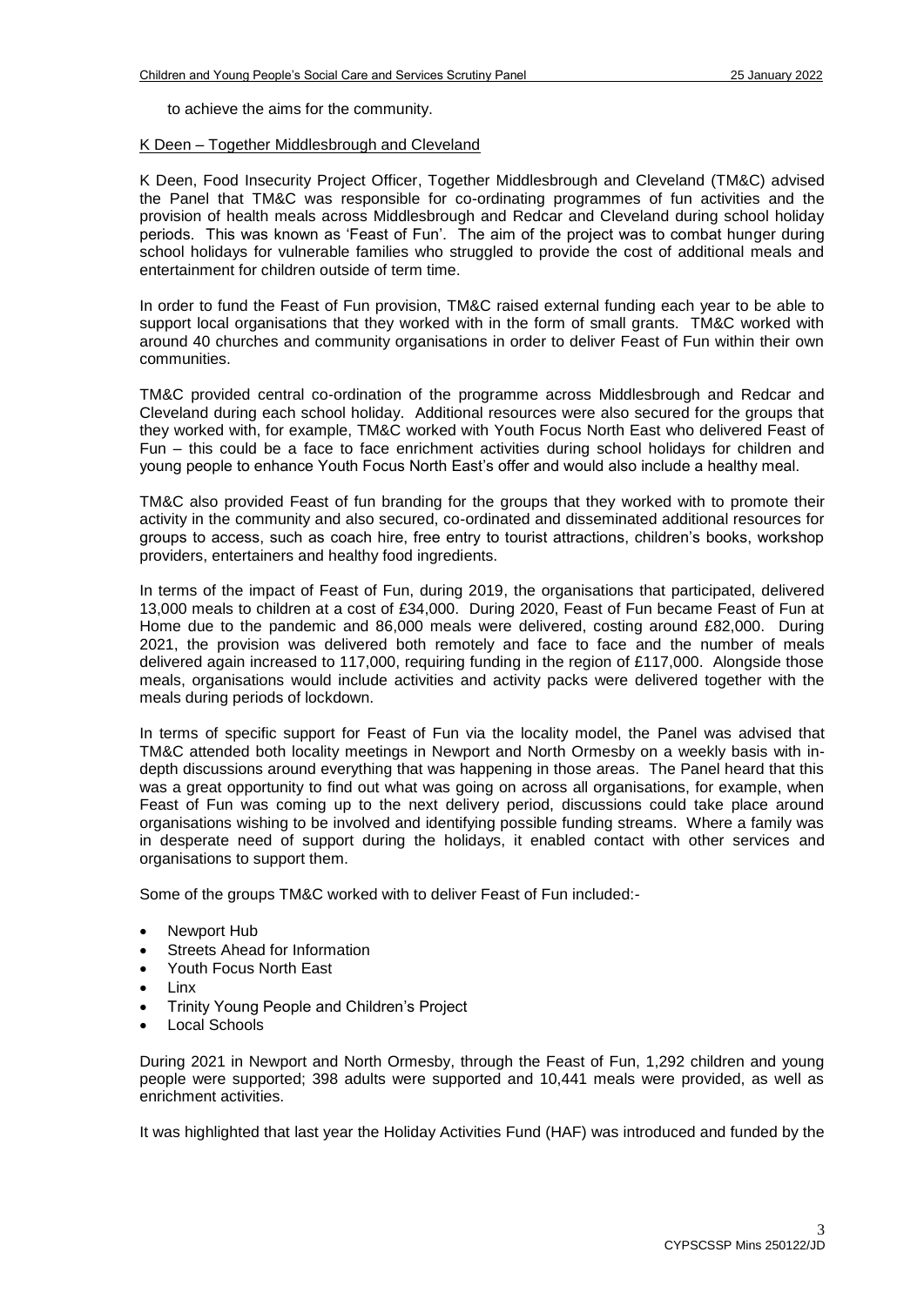to achieve the aims for the community.

K Deen – Together Middlesbrough and Cleveland

K Deen, Food Insecurity Project Officer, Together Middlesbrough and Cleveland (TM&C) advised the Panel that TM&C was responsible for co-ordinating programmes of fun activities and the provision of health meals across Middlesbrough and Redcar and Cleveland during school holiday periods. This was known as 'Feast of Fun'. The aim of the project was to combat hunger during school holidays for vulnerable families who struggled to provide the cost of additional meals and entertainment for children outside of term time.

In order to fund the Feast of Fun provision, TM&C raised external funding each year to be able to support local organisations that they worked with in the form of small grants. TM&C worked with around 40 churches and community organisations in order to deliver Feast of Fun within their own communities.

TM&C provided central co-ordination of the programme across Middlesbrough and Redcar and Cleveland during each school holiday. Additional resources were also secured for the groups that they worked with, for example, TM&C worked with Youth Focus North East who delivered Feast of Fun – this could be a face to face enrichment activities during school holidays for children and young people to enhance Youth Focus North East's offer and would also include a healthy meal.

TM&C also provided Feast of fun branding for the groups that they worked with to promote their activity in the community and also secured, co-ordinated and disseminated additional resources for groups to access, such as coach hire, free entry to tourist attractions, children's books, workshop providers, entertainers and healthy food ingredients.

In terms of the impact of Feast of Fun, during 2019, the organisations that participated, delivered 13,000 meals to children at a cost of £34,000. During 2020, Feast of Fun became Feast of Fun at Home due to the pandemic and 86,000 meals were delivered, costing around £82,000. During 2021, the provision was delivered both remotely and face to face and the number of meals delivered again increased to 117,000, requiring funding in the region of £117,000. Alongside those meals, organisations would include activities and activity packs were delivered together with the meals during periods of lockdown.

In terms of specific support for Feast of Fun via the locality model, the Panel was advised that TM&C attended both locality meetings in Newport and North Ormesby on a weekly basis with in-depth discussions around everything that was happening in those areas. The Panel heard that this was a great opportunity to find out what was going on across all organisations, for example, when Feast of Fun was coming up to the next delivery period, discussions could take place around organisations wishing to be involved and identifying possible funding streams. Where a family was in desperate need of support during the holidays, it enabled contact with other services and organisations to support them.

Some of the groups TM&C worked with to deliver Feast of Fun included:-

- Newport Hub
- Streets Ahead for Information
- Youth Focus North East
- Linx
- Trinity Young People and Children's Project
- Local Schools

During 2021 in Newport and North Ormesby, through the Feast of Fun, 1,292 children and young people were supported; 398 adults were supported and 10,441 meals were provided, as well as enrichment activities.

It was highlighted that last year the Holiday Activities Fund (HAF) was introduced and funded by the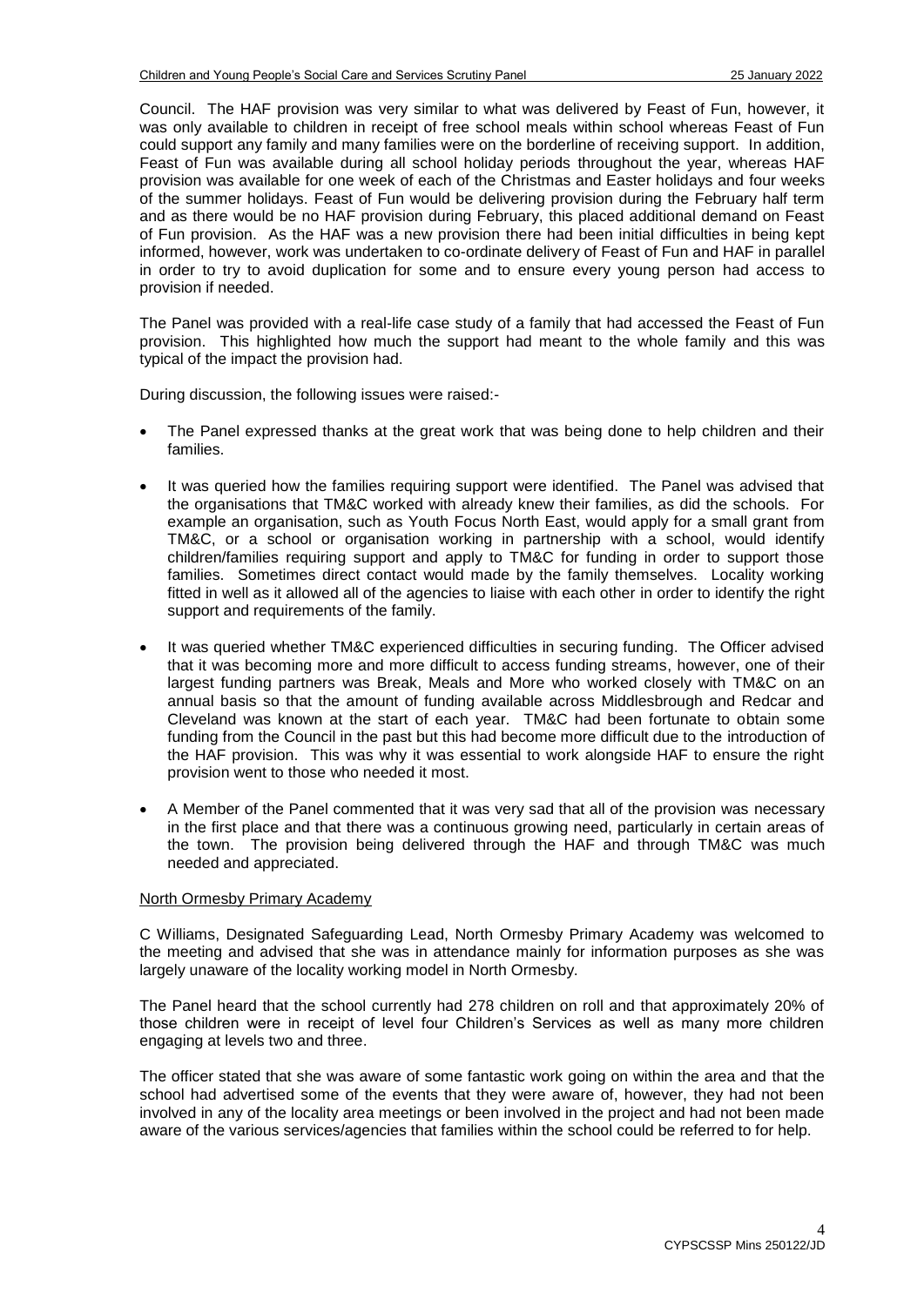Council. The HAF provision was very similar to what was delivered by Feast of Fun, however, it was only available to children in receipt of free school meals within school whereas Feast of Fun could support any family and many families were on the borderline of receiving support. In addition, Feast of Fun was available during all school holiday periods throughout the year, whereas HAF provision was available for one week of each of the Christmas and Easter holidays and four weeks of the summer holidays. Feast of Fun would be delivering provision during the February half term and as there would be no HAF provision during February, this placed additional demand on Feast of Fun provision. As the HAF was a new provision there had been initial difficulties in being kept informed, however, work was undertaken to co-ordinate delivery of Feast of Fun and HAF in parallel in order to try to avoid duplication for some and to ensure every young person had access to provision if needed.

The Panel was provided with a real-life case study of a family that had accessed the Feast of Fun provision. This highlighted how much the support had meant to the whole family and this was typical of the impact the provision had.

During discussion, the following issues were raised:-

- The Panel expressed thanks at the great work that was being done to help children and their families.

- It was queried how the families requiring support were identified. The Panel was advised that the organisations that TM&C worked with already knew their families, as did the schools. For example an organisation, such as Youth Focus North East, would apply for a small grant from TM&C, or a school or organisation working in partnership with a school, would identify children/families requiring support and apply to TM&C for funding in order to support those families. Sometimes direct contact would made by the family themselves. Locality working fitted in well as it allowed all of the agencies to liaise with each other in order to identify the right support and requirements of the family.

- It was queried whether TM&C experienced difficulties in securing funding. The Officer advised that it was becoming more and more difficult to access funding streams, however, one of their largest funding partners was Break, Meals and More who worked closely with TM&C on an annual basis so that the amount of funding available across Middlesbrough and Redcar and Cleveland was known at the start of each year. TM&C had been fortunate to obtain some funding from the Council in the past but this had become more difficult due to the introduction of the HAF provision. This was why it was essential to work alongside HAF to ensure the right provision went to those who needed it most.

- A Member of the Panel commented that it was very sad that all of the provision was necessary in the first place and that there was a continuous growing need, particularly in certain areas of the town. The provision being delivered through the HAF and through TM&C was much needed and appreciated.

North Ormesby Primary Academy

C Williams, Designated Safeguarding Lead, North Ormesby Primary Academy was welcomed to the meeting and advised that she was in attendance mainly for information purposes as she was largely unaware of the locality working model in North Ormesby.

The Panel heard that the school currently had 278 children on roll and that approximately 20% of those children were in receipt of level four Children's Services as well as many more children engaging at levels two and three.

The officer stated that she was aware of some fantastic work going on within the area and that the school had advertised some of the events that they were aware of, however, they had not been involved in any of the locality area meetings or been involved in the project and had not been made aware of the various services/agencies that families within the school could be referred to for help.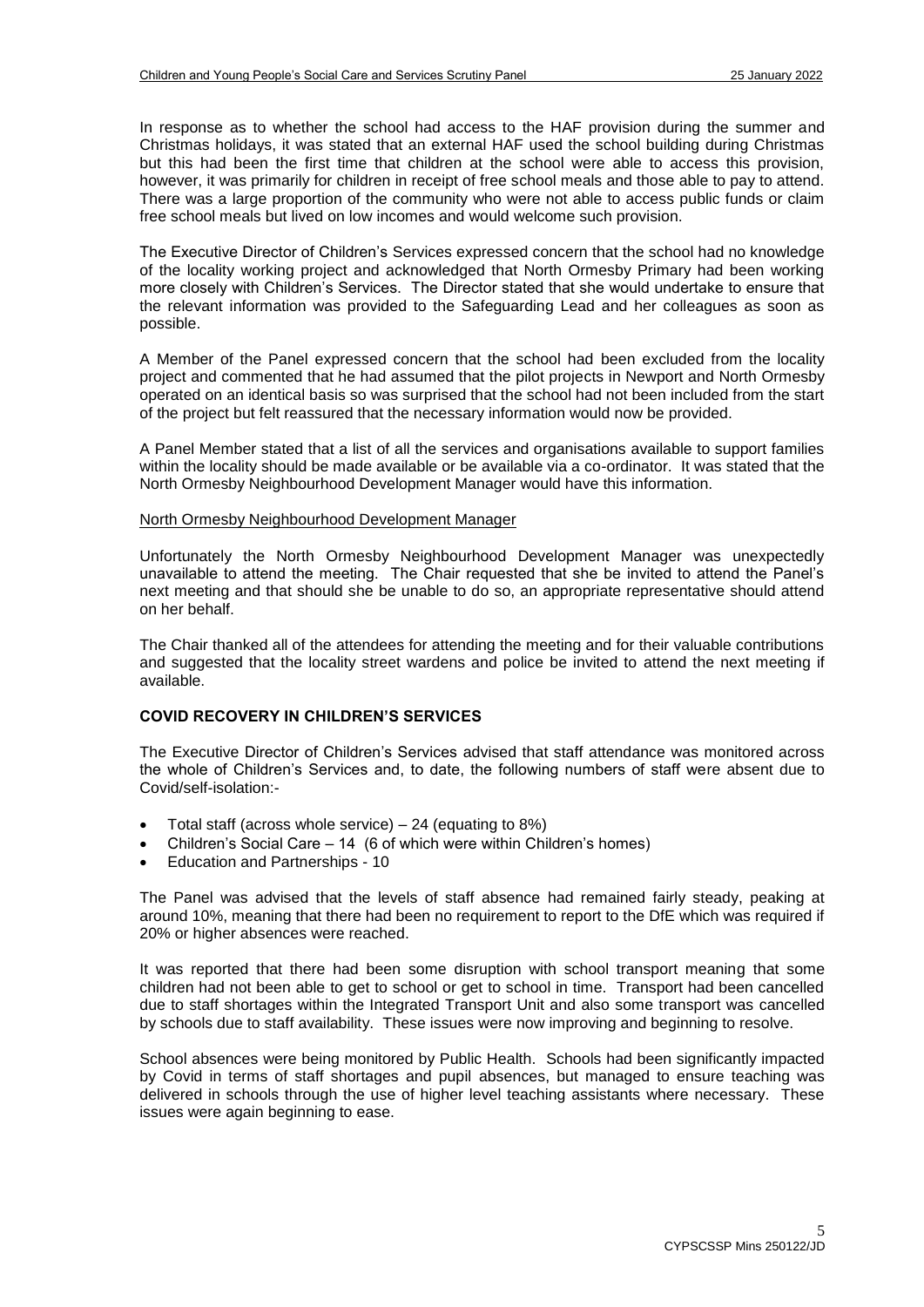In response as to whether the school had access to the HAF provision during the summer and Christmas holidays, it was stated that an external HAF used the school building during Christmas but this had been the first time that children at the school were able to access this provision, however, it was primarily for children in receipt of free school meals and those able to pay to attend. There was a large proportion of the community who were not able to access public funds or claim free school meals but lived on low incomes and would welcome such provision.

The Executive Director of Children's Services expressed concern that the school had no knowledge of the locality working project and acknowledged that North Ormesby Primary had been working more closely with Children's Services. The Director stated that she would undertake to ensure that the relevant information was provided to the Safeguarding Lead and her colleagues as soon as possible.

A Member of the Panel expressed concern that the school had been excluded from the locality project and commented that he had assumed that the pilot projects in Newport and North Ormesby operated on an identical basis so was surprised that the school had not been included from the start of the project but felt reassured that the necessary information would now be provided.

A Panel Member stated that a list of all the services and organisations available to support families within the locality should be made available or be available via a co-ordinator. It was stated that the North Ormesby Neighbourhood Development Manager would have this information.

<u>North Ormesby Neighbourhood Development Manager</u>

Unfortunately the North Ormesby Neighbourhood Development Manager was unexpectedly unavailable to attend the meeting. The Chair requested that she be invited to attend the Panel's next meeting and that should she be unable to do so, an appropriate representative should attend on her behalf.

The Chair thanked all of the attendees for attending the meeting and for their valuable contributions and suggested that the locality street wardens and police be invited to attend the next meeting if available.

**COVID RECOVERY IN CHILDREN'S SERVICES**

The Executive Director of Children's Services advised that staff attendance was monitored across the whole of Children's Services and, to date, the following numbers of staff were absent due to Covid/self-isolation:-

- Total staff (across whole service) – 24 (equating to 8%)
- Children's Social Care – 14 (6 of which were within Children's homes)
- Education and Partnerships - 10

The Panel was advised that the levels of staff absence had remained fairly steady, peaking at around 10%, meaning that there had been no requirement to report to the DfE which was required if 20% or higher absences were reached.

It was reported that there had been some disruption with school transport meaning that some children had not been able to get to school or get to school in time. Transport had been cancelled due to staff shortages within the Integrated Transport Unit and also some transport was cancelled by schools due to staff availability. These issues were now improving and beginning to resolve.

School absences were being monitored by Public Health. Schools had been significantly impacted by Covid in terms of staff shortages and pupil absences, but managed to ensure teaching was delivered in schools through the use of higher level teaching assistants where necessary. These issues were again beginning to ease.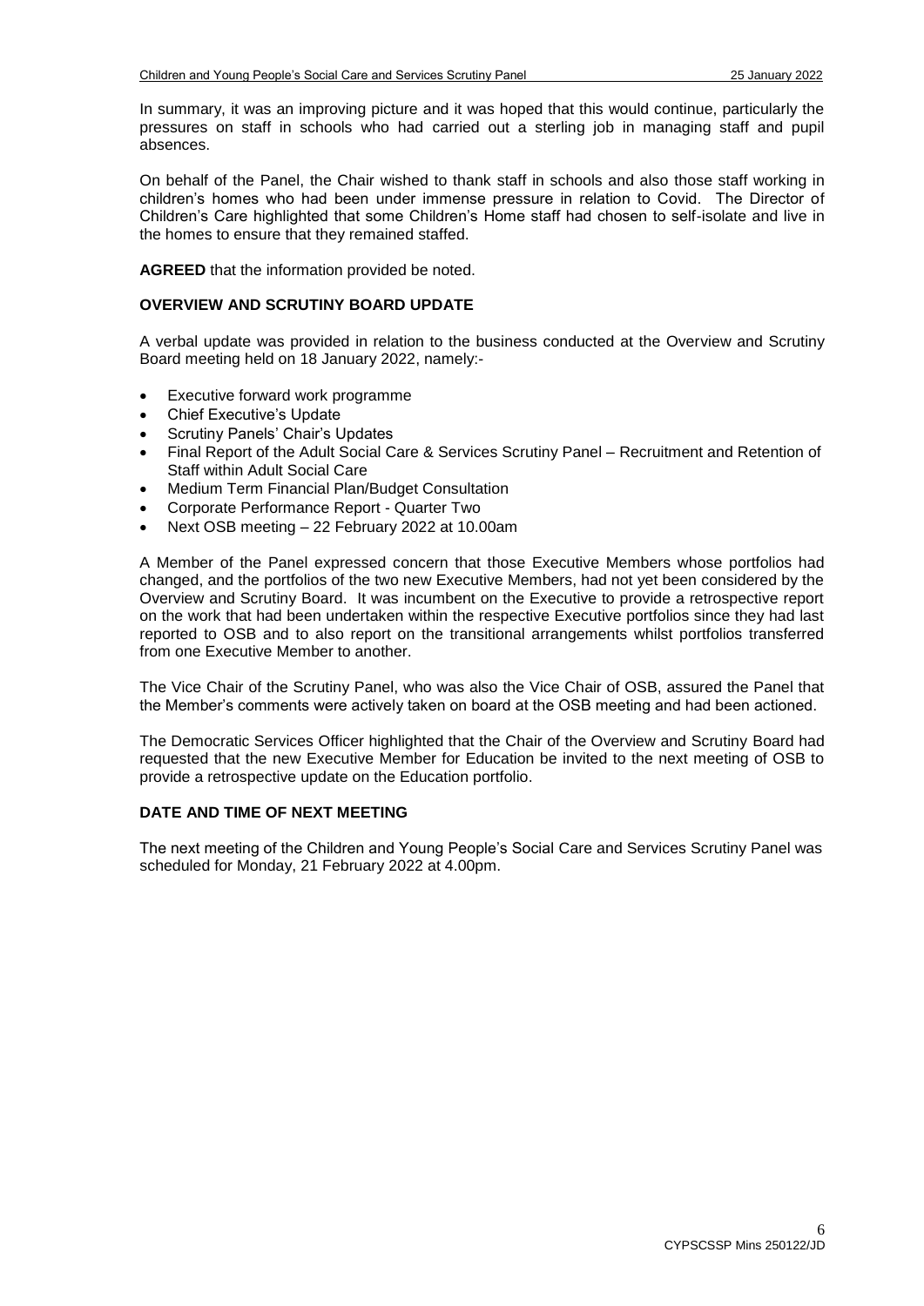In summary, it was an improving picture and it was hoped that this would continue, particularly the pressures on staff in schools who had carried out a sterling job in managing staff and pupil absences.

On behalf of the Panel, the Chair wished to thank staff in schools and also those staff working in children's homes who had been under immense pressure in relation to Covid. The Director of Children's Care highlighted that some Children's Home staff had chosen to self-isolate and live in the homes to ensure that they remained staffed.

**AGREED** that the information provided be noted.

**OVERVIEW AND SCRUTINY BOARD UPDATE**

A verbal update was provided in relation to the business conducted at the Overview and Scrutiny Board meeting held on 18 January 2022, namely:-

- Executive forward work programme
- Chief Executive's Update
- Scrutiny Panels' Chair's Updates
- Final Report of the Adult Social Care & Services Scrutiny Panel – Recruitment and Retention of Staff within Adult Social Care
- Medium Term Financial Plan/Budget Consultation
- Corporate Performance Report - Quarter Two
- Next OSB meeting – 22 February 2022 at 10.00am

A Member of the Panel expressed concern that those Executive Members whose portfolios had changed, and the portfolios of the two new Executive Members, had not yet been considered by the Overview and Scrutiny Board. It was incumbent on the Executive to provide a retrospective report on the work that had been undertaken within the respective Executive portfolios since they had last reported to OSB and to also report on the transitional arrangements whilst portfolios transferred from one Executive Member to another.

The Vice Chair of the Scrutiny Panel, who was also the Vice Chair of OSB, assured the Panel that the Member's comments were actively taken on board at the OSB meeting and had been actioned.

The Democratic Services Officer highlighted that the Chair of the Overview and Scrutiny Board had requested that the new Executive Member for Education be invited to the next meeting of OSB to provide a retrospective update on the Education portfolio.

**DATE AND TIME OF NEXT MEETING**

The next meeting of the Children and Young People's Social Care and Services Scrutiny Panel was scheduled for Monday, 21 February 2022 at 4.00pm.